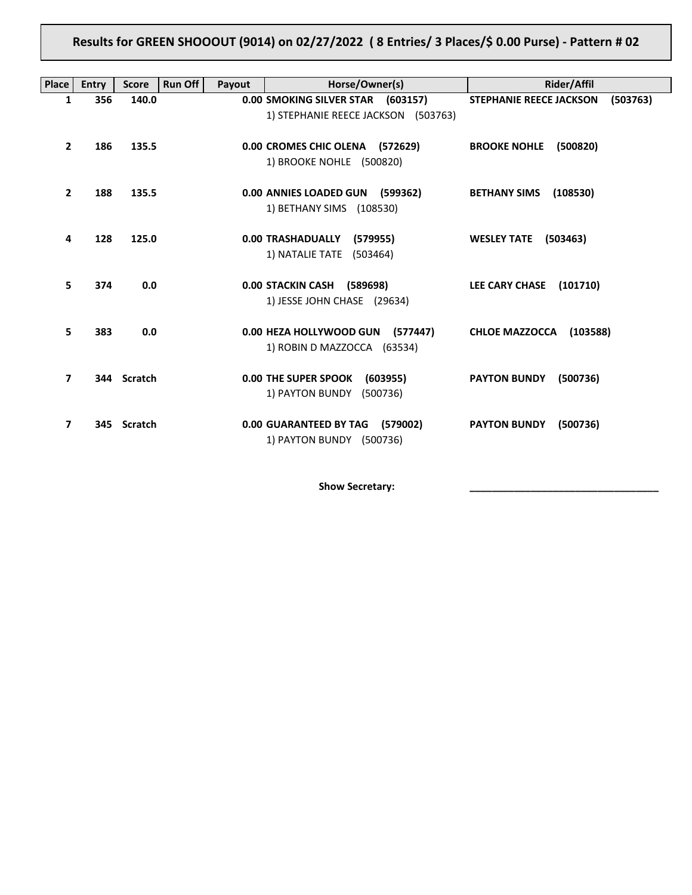# Results for GREEN SHOOOUT (9014) on 02/27/2022 ( 8 Entries/ 3 Places/$ 0.00 Purse) - Pattern # 02

| Place | Entry | Score | Run Off | Payout | Horse/Owner(s) | Rider/Affil |
|---|---|---|---|---|---|---|
| 1 | 356 | 140.0 | | 0.00 | **SMOKING SILVER STAR (603157)**<br>1) STEPHANIE REECE JACKSON (503763) | **STEPHANIE REECE JACKSON (503763)** |
| 2 | 186 | 135.5 | | 0.00 | **CROMES CHIC OLENA (572629)**<br>1) BROOKE NOHLE (500820) | **BROOKE NOHLE (500820)** |
| 2 | 188 | 135.5 | | 0.00 | **ANNIES LOADED GUN (599362)**<br>1) BETHANY SIMS (108530) | **BETHANY SIMS (108530)** |
| 4 | 128 | 125.0 | | 0.00 | **TRASHADUALLY (579955)**<br>1) NATALIE TATE (503464) | **WESLEY TATE (503463)** |
| 5 | 374 | 0.0 | | 0.00 | **STACKIN CASH (589698)**<br>1) JESSE JOHN CHASE (29634) | **LEE CARY CHASE (101710)** |
| 5 | 383 | 0.0 | | 0.00 | **HEZA HOLLYWOOD GUN (577447)**<br>1) ROBIN D MAZZOCCA (63534) | **CHLOE MAZZOCCA (103588)** |
| 7 | 344 | Scratch | | 0.00 | **THE SUPER SPOOK (603955)**<br>1) PAYTON BUNDY (500736) | **PAYTON BUNDY (500736)** |
| 7 | 345 | Scratch | | 0.00 | **GUARANTEED BY TAG (579002)**<br>1) PAYTON BUNDY (500736) | **PAYTON BUNDY (500736)** |

**Show Secretary:** ________________________________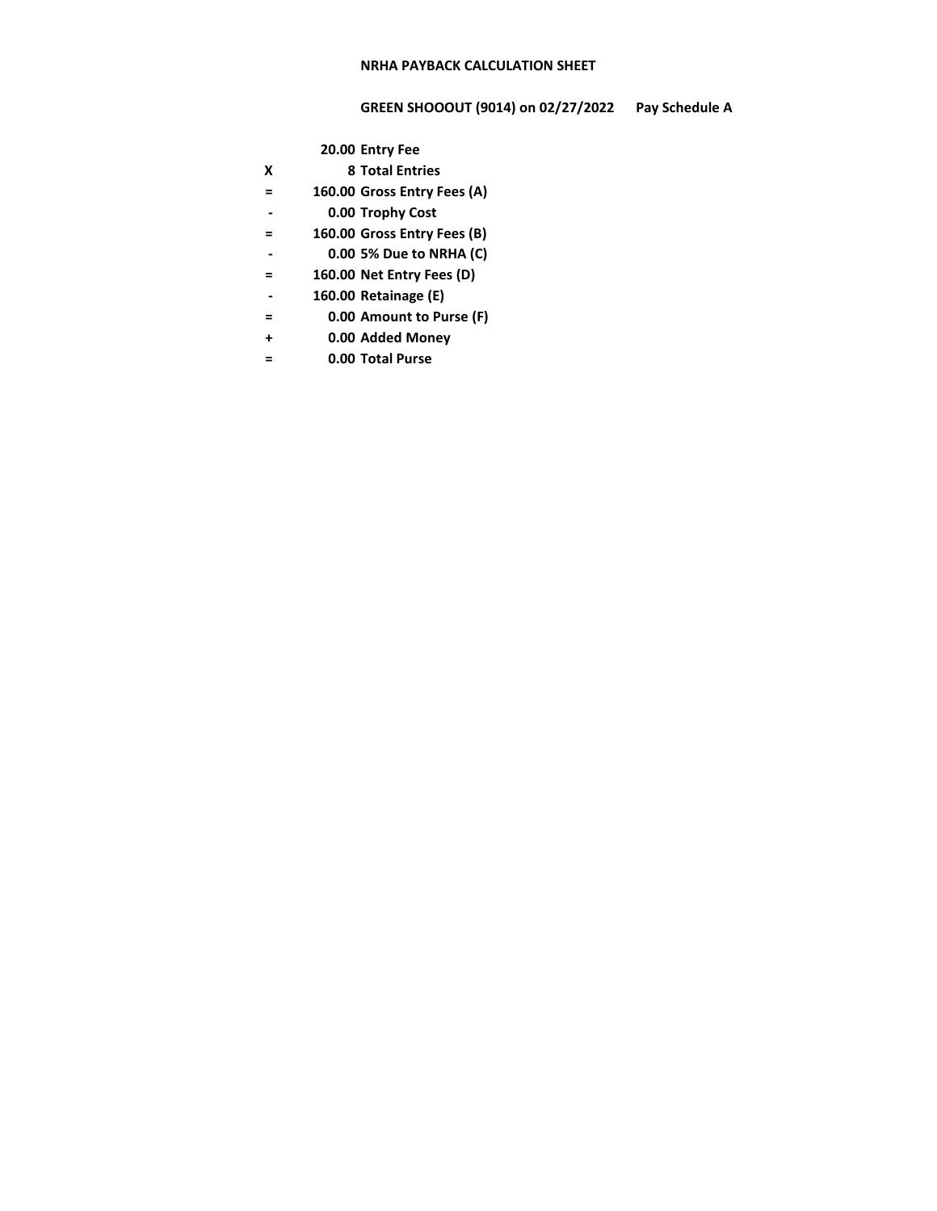**NRHA PAYBACK CALCULATION SHEET**

**GREEN SHOOOUT (9014) on 02/27/2022 Pay Schedule A**

| | | |
|---|---|---|
| | 20.00 | Entry Fee |
| X | 8 | Total Entries |
| = | 160.00 | Gross Entry Fees (A) |
| - | 0.00 | Trophy Cost |
| = | 160.00 | Gross Entry Fees (B) |
| - | 0.00 | 5% Due to NRHA (C) |
| = | 160.00 | Net Entry Fees (D) |
| - | 160.00 | Retainage (E) |
| = | 0.00 | Amount to Purse (F) |
| + | 0.00 | Added Money |
| = | 0.00 | Total Purse |